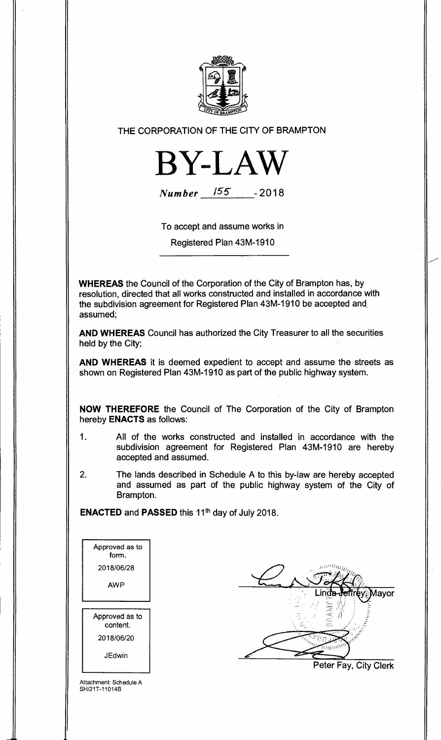THE CORPORATION OF THE CITY OF BRAMPTON

# BY-LAW

*Number* 155 - 2018

To accept and assume works in

Registered Plan 43M-1910

**WHEREAS** the Council of the Corporation of the City of Brampton has, by resolution, directed that all works constructed and installed in accordance with the subdivision agreement for Registered Plan 43M-1910 be accepted and assumed;

**AND WHEREAS** Council has authorized the City Treasurer to all the securities held by the City;

**AND WHEREAS** it is deemed expedient to accept and assume the streets as shown on Registered Plan 43M-1910 as part of the public highway system.

**NOW THEREFORE** the Council of The Corporation of the City of Brampton hereby **ENACTS** as follows:

1. All of the works constructed and installed in accordance with the subdivision agreement for Registered Plan 43M-1910 are hereby accepted and assumed.

2. The lands described in Schedule A to this by-law are hereby accepted and assumed as part of the public highway system of the City of Brampton.

**ENACTED** and **PASSED** this 11th day of July 2018.

| Approved as to form. |
| --- |
| 2018/06/28 |
| AWP |

| Approved as to content. |
| --- |
| 2018/06/20 |
| JEdwin |

Linda Jeffrey, Mayor

Peter Fay, City Clerk

Attachment: Schedule A
SH/21T-11014B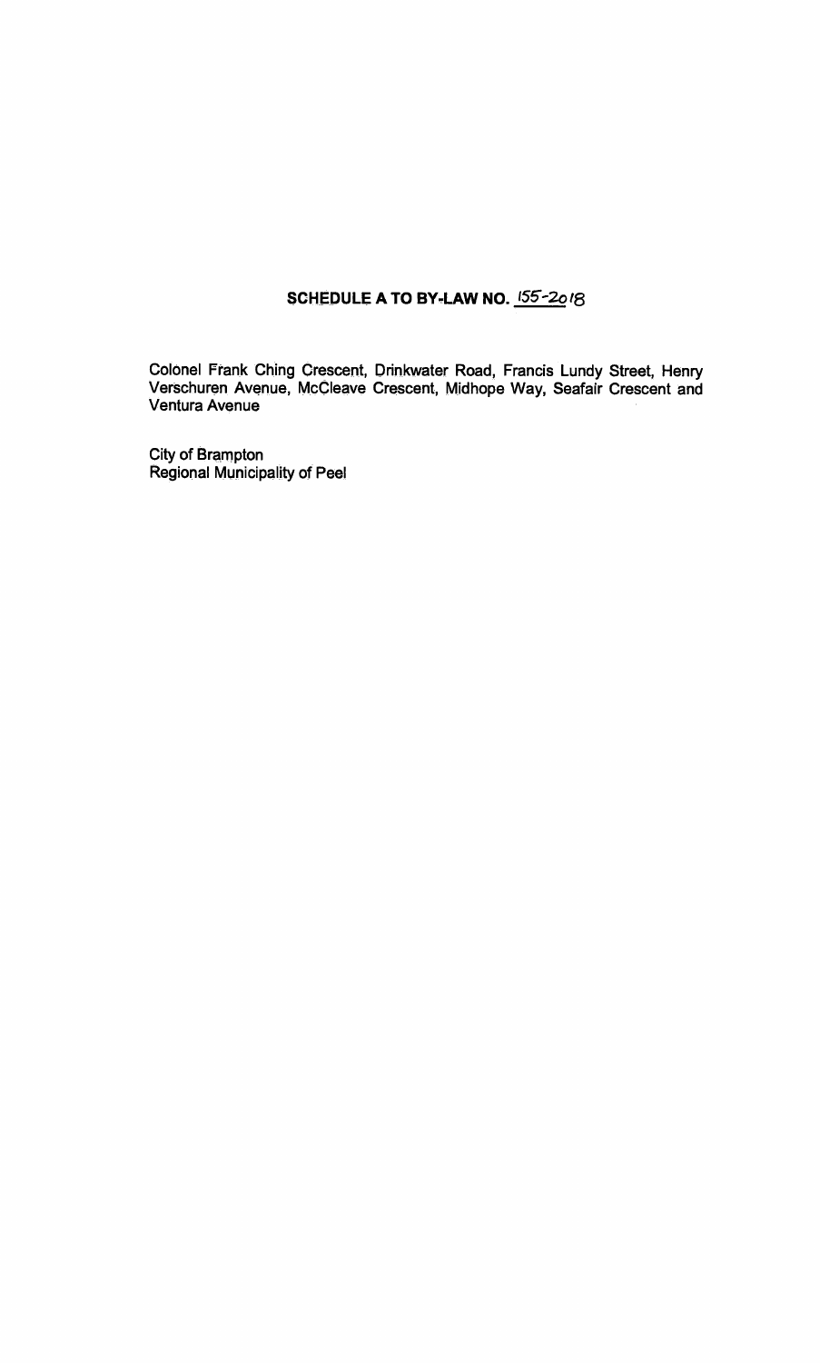# SCHEDULE A TO BY-LAW NO. 155-2018

Colonel Frank Ching Crescent, Drinkwater Road, Francis Lundy Street, Henry Verschuren Avenue, McCleave Crescent, Midhope Way, Seafair Crescent and Ventura Avenue

City of Brampton
Regional Municipality of Peel